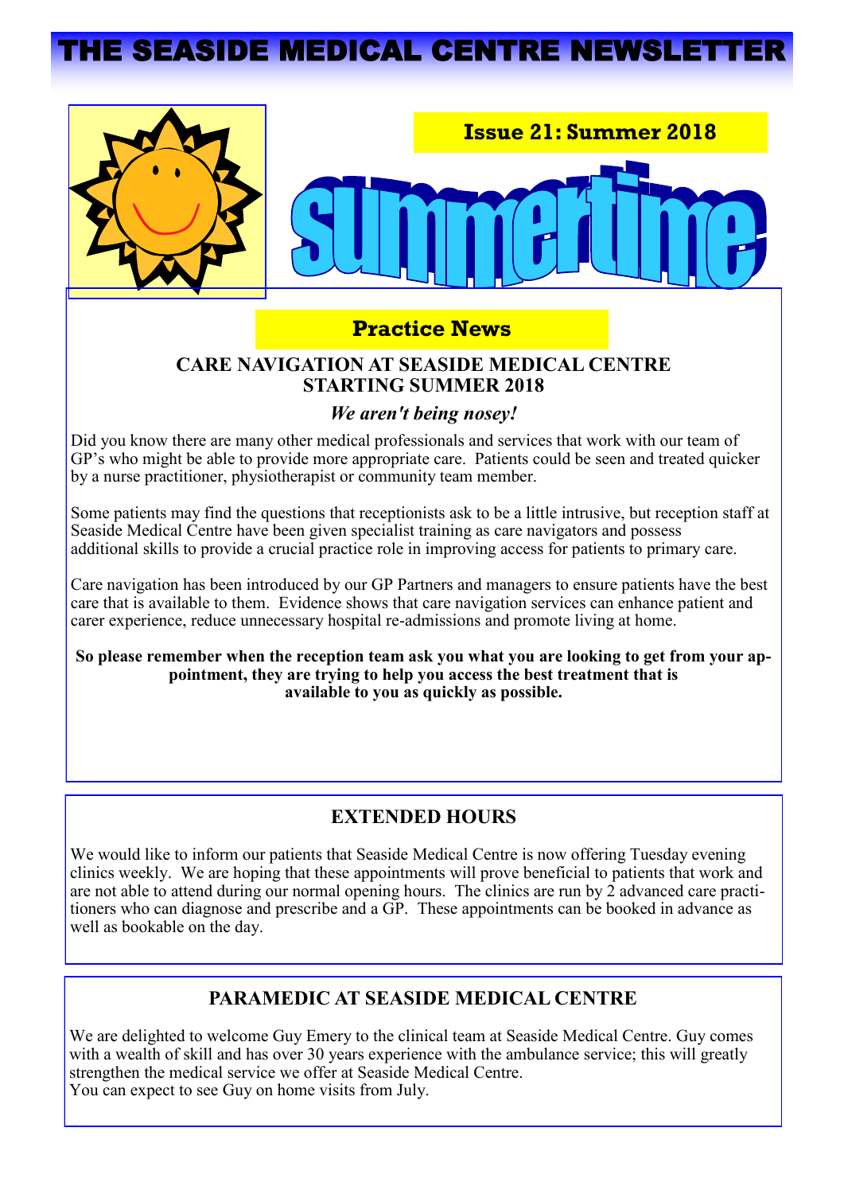# THE SEASIDE MEDICAL CENTRE NEWSLETTER

**Issue 21: Summer 2018**

summertime

## Practice News

### CARE NAVIGATION AT SEASIDE MEDICAL CENTRE STARTING SUMMER 2018

***We aren't being nosey!***

Did you know there are many other medical professionals and services that work with our team of GP's who might be able to provide more appropriate care. Patients could be seen and treated quicker by a nurse practitioner, physiotherapist or community team member.

Some patients may find the questions that receptionists ask to be a little intrusive, but reception staff at Seaside Medical Centre have been given specialist training as care navigators and possess additional skills to provide a crucial practice role in improving access for patients to primary care.

Care navigation has been introduced by our GP Partners and managers to ensure patients have the best care that is available to them. Evidence shows that care navigation services can enhance patient and carer experience, reduce unnecessary hospital re-admissions and promote living at home.

**So please remember when the reception team ask you what you are looking to get from your appointment, they are trying to help you access the best treatment that is available to you as quickly as possible.**

### EXTENDED HOURS

We would like to inform our patients that Seaside Medical Centre is now offering Tuesday evening clinics weekly. We are hoping that these appointments will prove beneficial to patients that work and are not able to attend during our normal opening hours. The clinics are run by 2 advanced care practitioners who can diagnose and prescribe and a GP. These appointments can be booked in advance as well as bookable on the day.

### PARAMEDIC AT SEASIDE MEDICAL CENTRE

We are delighted to welcome Guy Emery to the clinical team at Seaside Medical Centre. Guy comes with a wealth of skill and has over 30 years experience with the ambulance service; this will greatly strengthen the medical service we offer at Seaside Medical Centre.
You can expect to see Guy on home visits from July.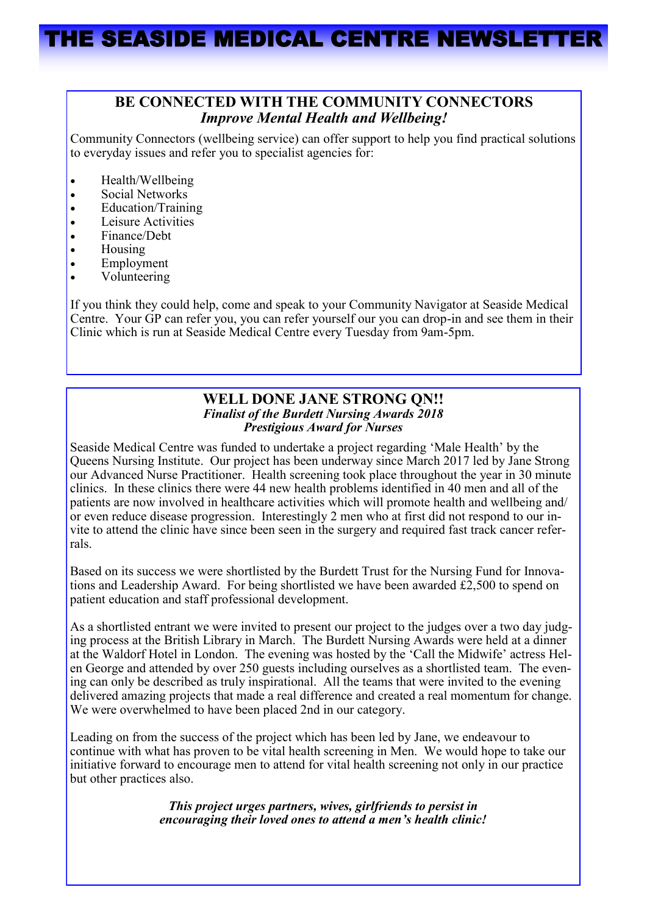# THE SEASIDE MEDICAL CENTRE NEWSLETTER

## BE CONNECTED WITH THE COMMUNITY CONNECTORS

***Improve Mental Health and Wellbeing!***

Community Connectors (wellbeing service) can offer support to help you find practical solutions to everyday issues and refer you to specialist agencies for:

- Health/Wellbeing
- Social Networks
- Education/Training
- Leisure Activities
- Finance/Debt
- Housing
- Employment
- Volunteering

If you think they could help, come and speak to your Community Navigator at Seaside Medical Centre. Your GP can refer you, you can refer yourself our you can drop-in and see them in their Clinic which is run at Seaside Medical Centre every Tuesday from 9am-5pm.

## WELL DONE JANE STRONG QN!!

***Finalist of the Burdett Nursing Awards 2018***
***Prestigious Award for Nurses***

Seaside Medical Centre was funded to undertake a project regarding 'Male Health' by the Queens Nursing Institute. Our project has been underway since March 2017 led by Jane Strong our Advanced Nurse Practitioner. Health screening took place throughout the year in 30 minute clinics. In these clinics there were 44 new health problems identified in 40 men and all of the patients are now involved in healthcare activities which will promote health and wellbeing and/or even reduce disease progression. Interestingly 2 men who at first did not respond to our invite to attend the clinic have since been seen in the surgery and required fast track cancer referrals.

Based on its success we were shortlisted by the Burdett Trust for the Nursing Fund for Innovations and Leadership Award. For being shortlisted we have been awarded £2,500 to spend on patient education and staff professional development.

As a shortlisted entrant we were invited to present our project to the judges over a two day judging process at the British Library in March. The Burdett Nursing Awards were held at a dinner at the Waldorf Hotel in London. The evening was hosted by the 'Call the Midwife' actress Helen George and attended by over 250 guests including ourselves as a shortlisted team. The evening can only be described as truly inspirational. All the teams that were invited to the evening delivered amazing projects that made a real difference and created a real momentum for change. We were overwhelmed to have been placed 2nd in our category.

Leading on from the success of the project which has been led by Jane, we endeavour to continue with what has proven to be vital health screening in Men. We would hope to take our initiative forward to encourage men to attend for vital health screening not only in our practice but other practices also.

***This project urges partners, wives, girlfriends to persist in encouraging their loved ones to attend a men's health clinic!***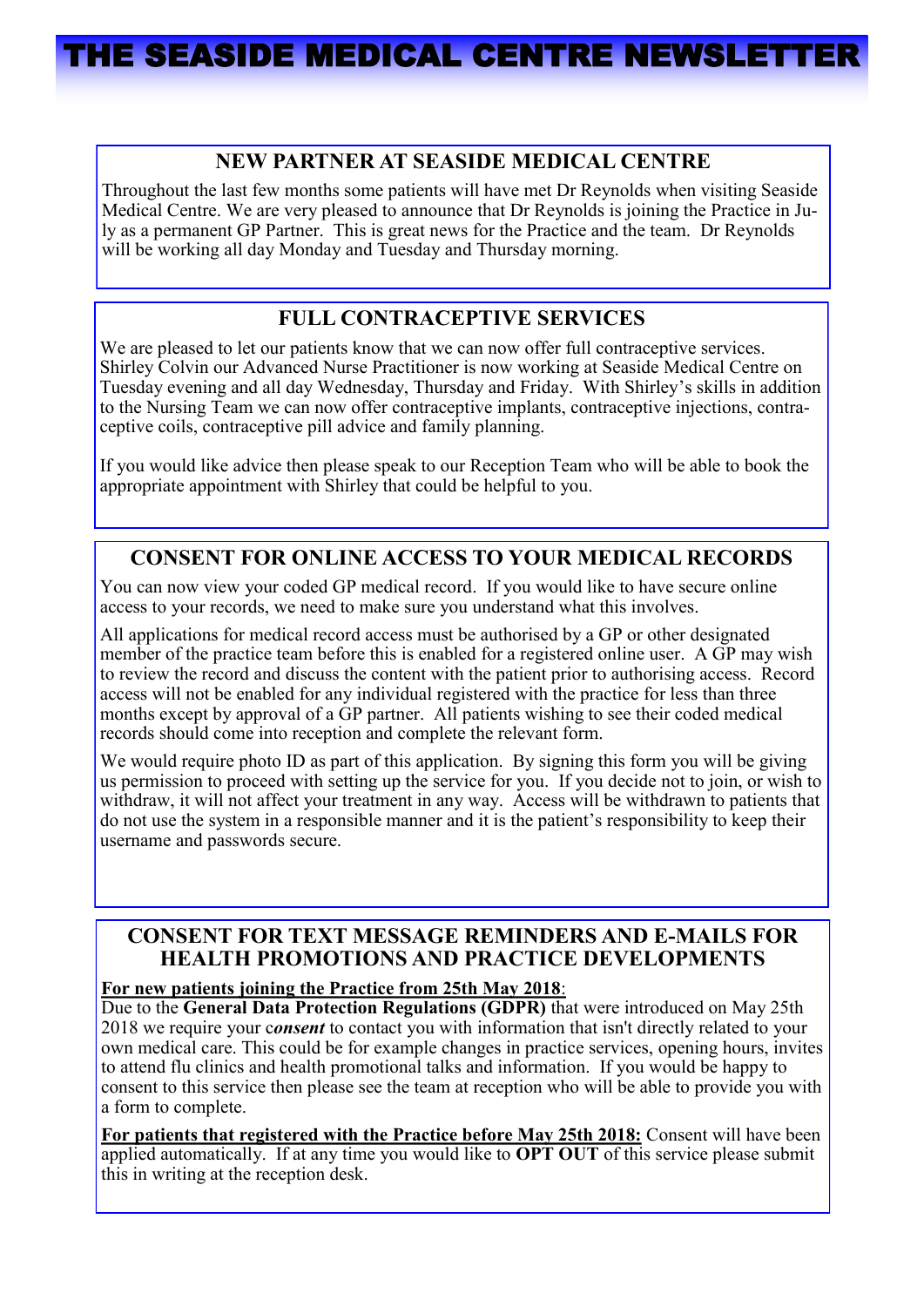# THE SEASIDE MEDICAL CENTRE NEWSLETTER

## NEW PARTNER AT SEASIDE MEDICAL CENTRE

Throughout the last few months some patients will have met Dr Reynolds when visiting Seaside Medical Centre. We are very pleased to announce that Dr Reynolds is joining the Practice in July as a permanent GP Partner. This is great news for the Practice and the team. Dr Reynolds will be working all day Monday and Tuesday and Thursday morning.

## FULL CONTRACEPTIVE SERVICES

We are pleased to let our patients know that we can now offer full contraceptive services. Shirley Colvin our Advanced Nurse Practitioner is now working at Seaside Medical Centre on Tuesday evening and all day Wednesday, Thursday and Friday. With Shirley's skills in addition to the Nursing Team we can now offer contraceptive implants, contraceptive injections, contraceptive coils, contraceptive pill advice and family planning.

If you would like advice then please speak to our Reception Team who will be able to book the appropriate appointment with Shirley that could be helpful to you.

## CONSENT FOR ONLINE ACCESS TO YOUR MEDICAL RECORDS

You can now view your coded GP medical record. If you would like to have secure online access to your records, we need to make sure you understand what this involves.

All applications for medical record access must be authorised by a GP or other designated member of the practice team before this is enabled for a registered online user. A GP may wish to review the record and discuss the content with the patient prior to authorising access. Record access will not be enabled for any individual registered with the practice for less than three months except by approval of a GP partner. All patients wishing to see their coded medical records should come into reception and complete the relevant form.

We would require photo ID as part of this application. By signing this form you will be giving us permission to proceed with setting up the service for you. If you decide not to join, or wish to withdraw, it will not affect your treatment in any way. Access will be withdrawn to patients that do not use the system in a responsible manner and it is the patient's responsibility to keep their username and passwords secure.

## CONSENT FOR TEXT MESSAGE REMINDERS AND E-MAILS FOR HEALTH PROMOTIONS AND PRACTICE DEVELOPMENTS

**For new patients joining the Practice from 25th May 2018**:
Due to the **General Data Protection Regulations (GDPR)** that were introduced on May 25th 2018 we require your ***consent*** to contact you with information that isn't directly related to your own medical care. This could be for example changes in practice services, opening hours, invites to attend flu clinics and health promotional talks and information. If you would be happy to consent to this service then please see the team at reception who will be able to provide you with a form to complete.

**For patients that registered with the Practice before May 25th 2018:** Consent will have been applied automatically. If at any time you would like to **OPT OUT** of this service please submit this in writing at the reception desk.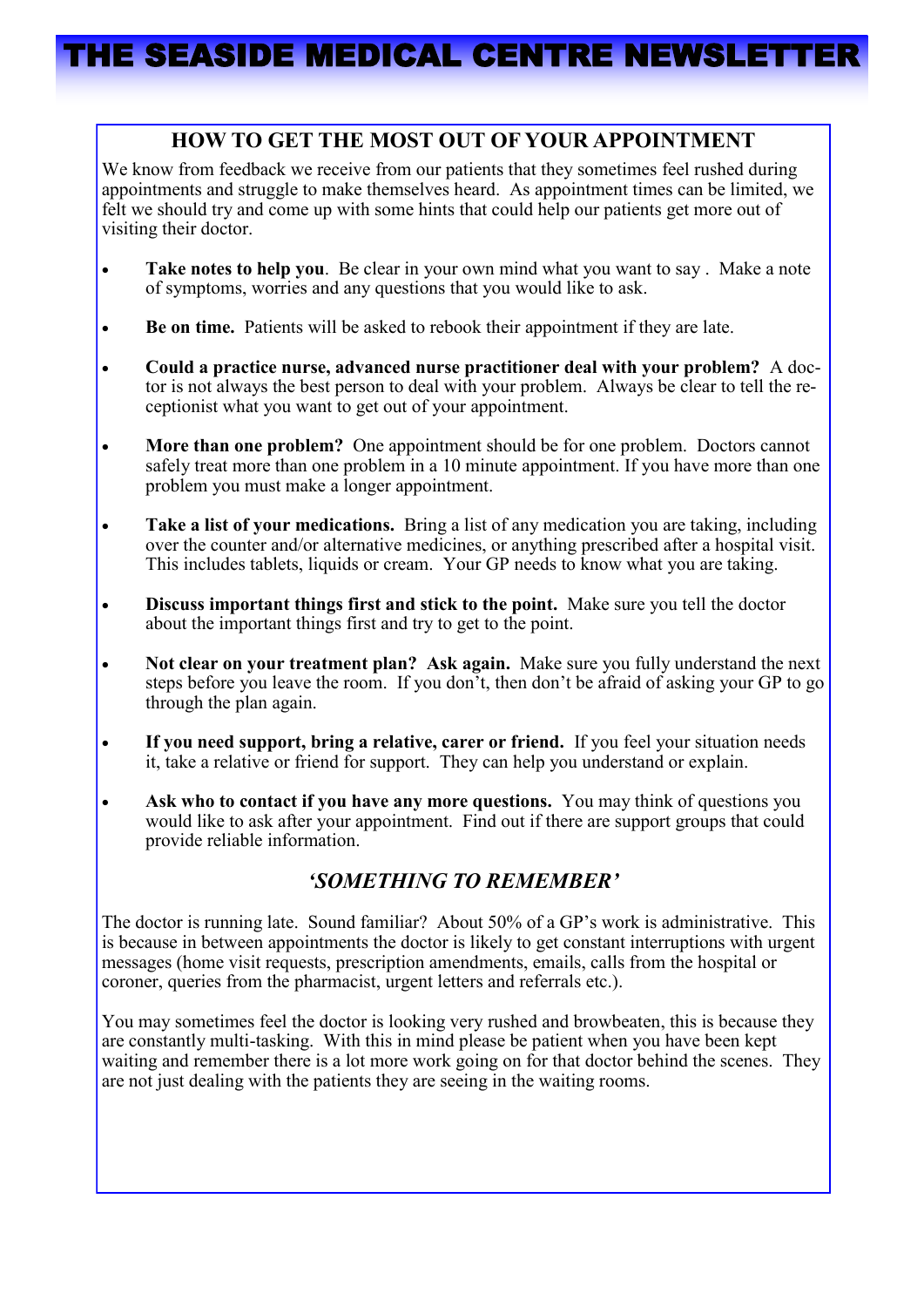# THE SEASIDE MEDICAL CENTRE NEWSLETTER

## HOW TO GET THE MOST OUT OF YOUR APPOINTMENT

We know from feedback we receive from our patients that they sometimes feel rushed during appointments and struggle to make themselves heard. As appointment times can be limited, we felt we should try and come up with some hints that could help our patients get more out of visiting their doctor.

- **Take notes to help you**. Be clear in your own mind what you want to say . Make a note of symptoms, worries and any questions that you would like to ask.
- **Be on time.** Patients will be asked to rebook their appointment if they are late.
- **Could a practice nurse, advanced nurse practitioner deal with your problem?** A doctor is not always the best person to deal with your problem. Always be clear to tell the receptionist what you want to get out of your appointment.
- **More than one problem?** One appointment should be for one problem. Doctors cannot safely treat more than one problem in a 10 minute appointment. If you have more than one problem you must make a longer appointment.
- **Take a list of your medications.** Bring a list of any medication you are taking, including over the counter and/or alternative medicines, or anything prescribed after a hospital visit. This includes tablets, liquids or cream. Your GP needs to know what you are taking.
- **Discuss important things first and stick to the point.** Make sure you tell the doctor about the important things first and try to get to the point.
- **Not clear on your treatment plan? Ask again.** Make sure you fully understand the next steps before you leave the room. If you don't, then don't be afraid of asking your GP to go through the plan again.
- **If you need support, bring a relative, carer or friend.** If you feel your situation needs it, take a relative or friend for support. They can help you understand or explain.
- **Ask who to contact if you have any more questions.** You may think of questions you would like to ask after your appointment. Find out if there are support groups that could provide reliable information.

## *'SOMETHING TO REMEMBER'*

The doctor is running late. Sound familiar? About 50% of a GP's work is administrative. This is because in between appointments the doctor is likely to get constant interruptions with urgent messages (home visit requests, prescription amendments, emails, calls from the hospital or coroner, queries from the pharmacist, urgent letters and referrals etc.).

You may sometimes feel the doctor is looking very rushed and browbeaten, this is because they are constantly multi-tasking. With this in mind please be patient when you have been kept waiting and remember there is a lot more work going on for that doctor behind the scenes. They are not just dealing with the patients they are seeing in the waiting rooms.